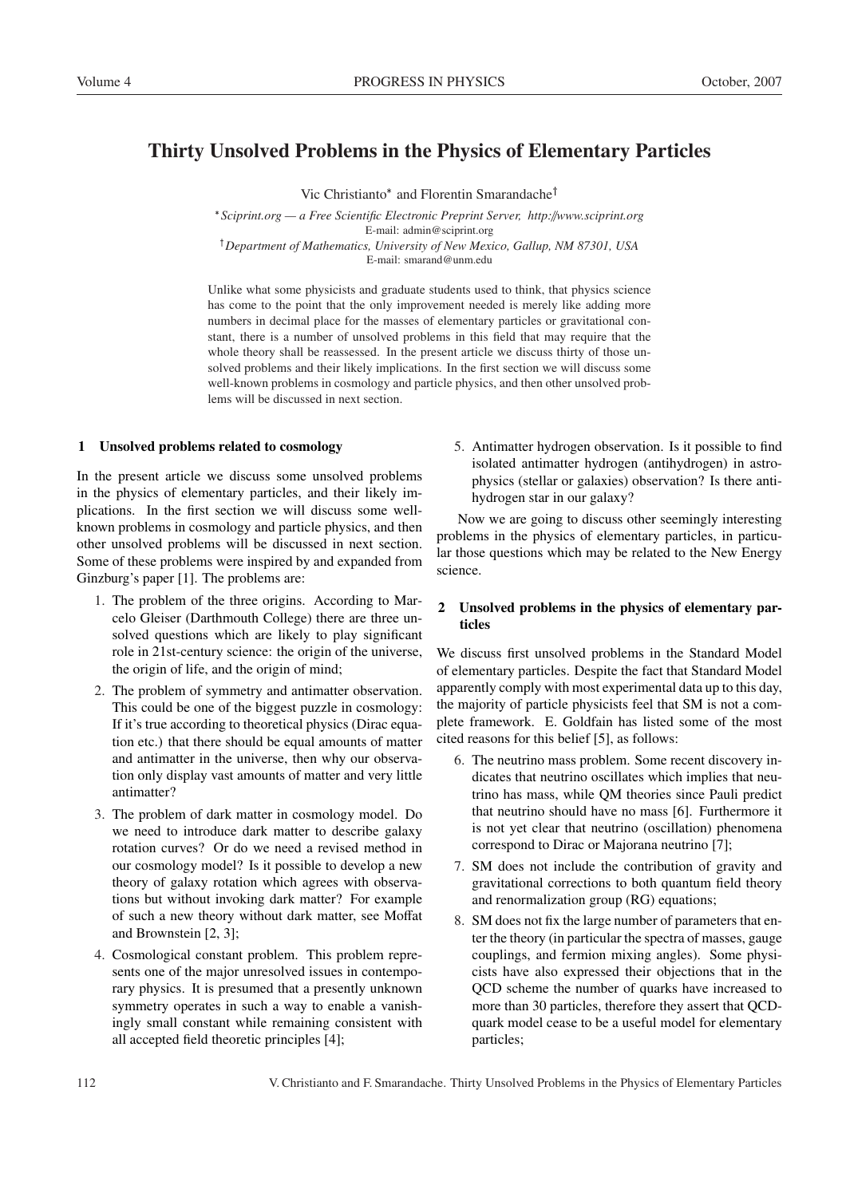# Thirty Unsolved Problems in the Physics of Elementary Particles

Vic Christianto* and Florentin Smarandache†

*Sciprint.org — a Free Scientific Electronic Preprint Server, http://www.sciprint.org*
E-mail: admin@sciprint.org

†*Department of Mathematics, University of New Mexico, Gallup, NM 87301, USA*
E-mail: smarand@unm.edu

Unlike what some physicists and graduate students used to think, that physics science has come to the point that the only improvement needed is merely like adding more numbers in decimal place for the masses of elementary particles or gravitational constant, there is a number of unsolved problems in this field that may require that the whole theory shall be reassessed. In the present article we discuss thirty of those unsolved problems and their likely implications. In the first section we will discuss some well-known problems in cosmology and particle physics, and then other unsolved problems will be discussed in next section.

## 1 Unsolved problems related to cosmology

In the present article we discuss some unsolved problems in the physics of elementary particles, and their likely implications. In the first section we will discuss some well-known problems in cosmology and particle physics, and then other unsolved problems will be discussed in next section. Some of these problems were inspired by and expanded from Ginzburg's paper [1]. The problems are:

1. The problem of the three origins. According to Marcelo Gleiser (Darthmouth College) there are three unsolved questions which are likely to play significant role in 21st-century science: the origin of the universe, the origin of life, and the origin of mind;
2. The problem of symmetry and antimatter observation. This could be one of the biggest puzzle in cosmology: If it's true according to theoretical physics (Dirac equation etc.) that there should be equal amounts of matter and antimatter in the universe, then why our observation only display vast amounts of matter and very little antimatter?
3. The problem of dark matter in cosmology model. Do we need to introduce dark matter to describe galaxy rotation curves? Or do we need a revised method in our cosmology model? Is it possible to develop a new theory of galaxy rotation which agrees with observations but without invoking dark matter? For example of such a new theory without dark matter, see Moffat and Brownstein [2, 3];
4. Cosmological constant problem. This problem represents one of the major unresolved issues in contemporary physics. It is presumed that a presently unknown symmetry operates in such a way to enable a vanishingly small constant while remaining consistent with all accepted field theoretic principles [4];
5. Antimatter hydrogen observation. Is it possible to find isolated antimatter hydrogen (antihydrogen) in astrophysics (stellar or galaxies) observation? Is there antihydrogen star in our galaxy?

Now we are going to discuss other seemingly interesting problems in the physics of elementary particles, in particular those questions which may be related to the New Energy science.

## 2 Unsolved problems in the physics of elementary particles

We discuss first unsolved problems in the Standard Model of elementary particles. Despite the fact that Standard Model apparently comply with most experimental data up to this day, the majority of particle physicists feel that SM is not a complete framework. E. Goldfain has listed some of the most cited reasons for this belief [5], as follows:

6. The neutrino mass problem. Some recent discovery indicates that neutrino oscillates which implies that neutrino has mass, while QM theories since Pauli predict that neutrino should have no mass [6]. Furthermore it is not yet clear that neutrino (oscillation) phenomena correspond to Dirac or Majorana neutrino [7];
7. SM does not include the contribution of gravity and gravitational corrections to both quantum field theory and renormalization group (RG) equations;
8. SM does not fix the large number of parameters that enter the theory (in particular the spectra of masses, gauge couplings, and fermion mixing angles). Some physicists have also expressed their objections that in the QCD scheme the number of quarks have increased to more than 30 particles, therefore they assert that QCD-quark model cease to be a useful model for elementary particles;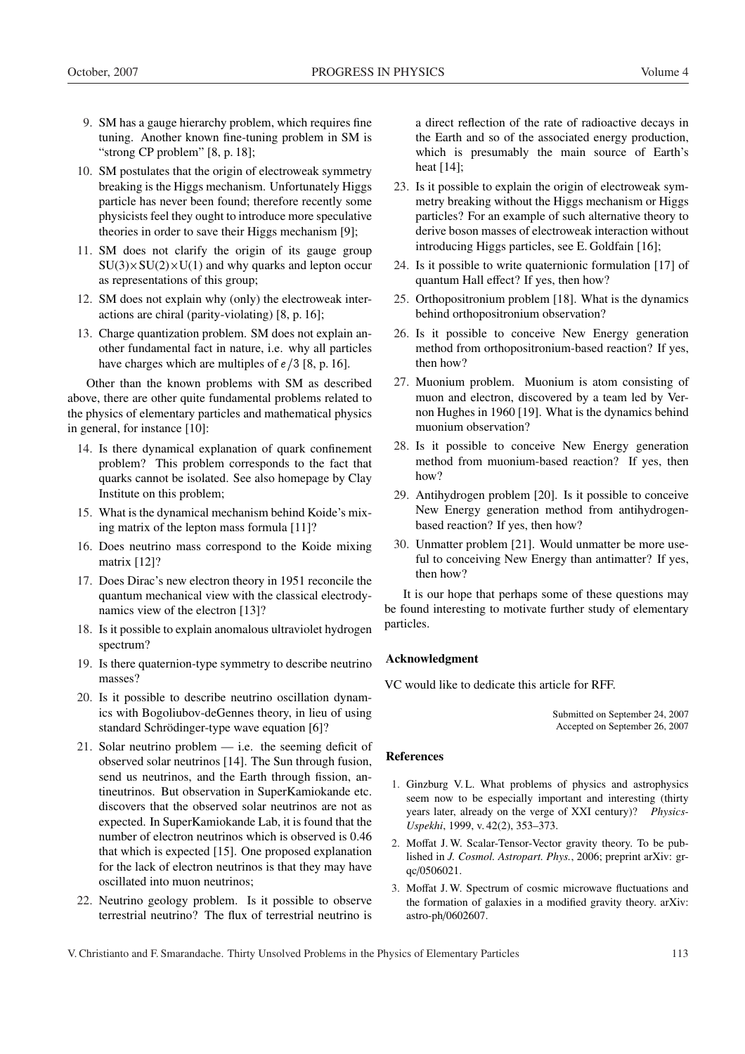9. SM has a gauge hierarchy problem, which requires fine tuning. Another known fine-tuning problem in SM is "strong CP problem" [8, p. 18];
10. SM postulates that the origin of electroweak symmetry breaking is the Higgs mechanism. Unfortunately Higgs particle has never been found; therefore recently some physicists feel they ought to introduce more speculative theories in order to save their Higgs mechanism [9];
11. SM does not clarify the origin of its gauge group $SU(3)\times SU(2)\times U(1)$ and why quarks and lepton occur as representations of this group;
12. SM does not explain why (only) the electroweak interactions are chiral (parity-violating) [8, p. 16];
13. Charge quantization problem. SM does not explain another fundamental fact in nature, i.e. why all particles have charges which are multiples of $e/3$ [8, p. 16].

Other than the known problems with SM as described above, there are other quite fundamental problems related to the physics of elementary particles and mathematical physics in general, for instance [10]:

14. Is there dynamical explanation of quark confinement problem? This problem corresponds to the fact that quarks cannot be isolated. See also homepage by Clay Institute on this problem;
15. What is the dynamical mechanism behind Koide's mixing matrix of the lepton mass formula [11]?
16. Does neutrino mass correspond to the Koide mixing matrix [12]?
17. Does Dirac's new electron theory in 1951 reconcile the quantum mechanical view with the classical electrodynamics view of the electron [13]?
18. Is it possible to explain anomalous ultraviolet hydrogen spectrum?
19. Is there quaternion-type symmetry to describe neutrino masses?
20. Is it possible to describe neutrino oscillation dynamics with Bogoliubov-deGennes theory, in lieu of using standard Schrödinger-type wave equation [6]?
21. Solar neutrino problem — i.e. the seeming deficit of observed solar neutrinos [14]. The Sun through fusion, send us neutrinos, and the Earth through fission, antineutrinos. But observation in SuperKamiokande etc. discovers that the observed solar neutrinos are not as expected. In SuperKamiokande Lab, it is found that the number of electron neutrinos which is observed is 0.46 that which is expected [15]. One proposed explanation for the lack of electron neutrinos is that they may have oscillated into muon neutrinos;
22. Neutrino geology problem. Is it possible to observe terrestrial neutrino? The flux of terrestrial neutrino is a direct reflection of the rate of radioactive decays in the Earth and so of the associated energy production, which is presumably the main source of Earth's heat [14];
23. Is it possible to explain the origin of electroweak symmetry breaking without the Higgs mechanism or Higgs particles? For an example of such alternative theory to derive boson masses of electroweak interaction without introducing Higgs particles, see E. Goldfain [16];
24. Is it possible to write quaternionic formulation [17] of quantum Hall effect? If yes, then how?
25. Orthopositronium problem [18]. What is the dynamics behind orthopositronium observation?
26. Is it possible to conceive New Energy generation method from orthopositronium-based reaction? If yes, then how?
27. Muonium problem. Muonium is atom consisting of muon and electron, discovered by a team led by Vernon Hughes in 1960 [19]. What is the dynamics behind muonium observation?
28. Is it possible to conceive New Energy generation method from muonium-based reaction? If yes, then how?
29. Antihydrogen problem [20]. Is it possible to conceive New Energy generation method from antihydrogen-based reaction? If yes, then how?
30. Unmatter problem [21]. Would unmatter be more useful to conceiving New Energy than antimatter? If yes, then how?

It is our hope that perhaps some of these questions may be found interesting to motivate further study of elementary particles.

### Acknowledgment

VC would like to dedicate this article for RFF.

Submitted on September 24, 2007
Accepted on September 26, 2007

### References

1. Ginzburg V. L. What problems of physics and astrophysics seem now to be especially important and interesting (thirty years later, already on the verge of XXI century)? *Physics-Uspekhi*, 1999, v. 42(2), 353–373.
2. Moffat J. W. Scalar-Tensor-Vector gravity theory. To be published in *J. Cosmol. Astropart. Phys.*, 2006; preprint arXiv: gr-qc/0506021.
3. Moffat J. W. Spectrum of cosmic microwave fluctuations and the formation of galaxies in a modified gravity theory. arXiv: astro-ph/0602607.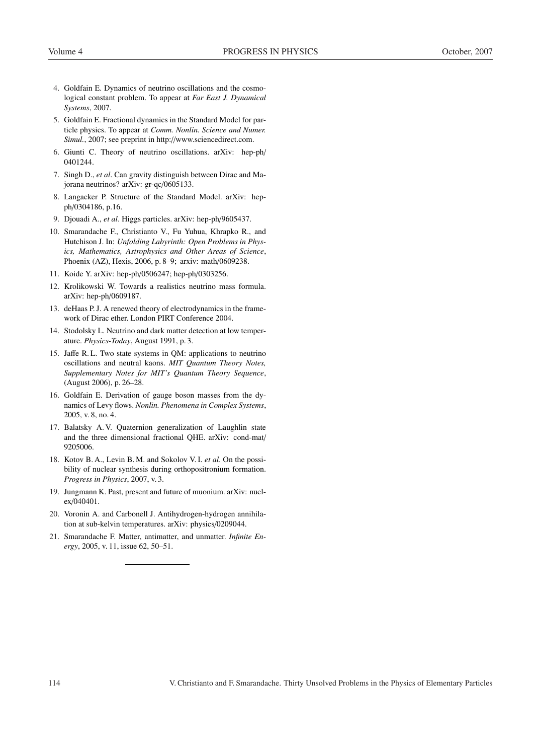4. Goldfain E. Dynamics of neutrino oscillations and the cosmological constant problem. To appear at *Far East J. Dynamical Systems*, 2007.
5. Goldfain E. Fractional dynamics in the Standard Model for particle physics. To appear at *Comm. Nonlin. Science and Numer. Simul.*, 2007; see preprint in http://www.sciencedirect.com.
6. Giunti C. Theory of neutrino oscillations. arXiv: hep-ph/0401244.
7. Singh D., *et al*. Can gravity distinguish between Dirac and Majorana neutrinos? arXiv: gr-qc/0605133.
8. Langacker P. Structure of the Standard Model. arXiv: hep-ph/0304186, p.16.
9. Djouadi A., *et al*. Higgs particles. arXiv: hep-ph/9605437.
10. Smarandache F., Christianto V., Fu Yuhua, Khrapko R., and Hutchison J. In: *Unfolding Labyrinth: Open Problems in Physics, Mathematics, Astrophysics and Other Areas of Science*, Phoenix (AZ), Hexis, 2006, p. 8–9; arxiv: math/0609238.
11. Koide Y. arXiv: hep-ph/0506247; hep-ph/0303256.
12. Krolikowski W. Towards a realistics neutrino mass formula. arXiv: hep-ph/0609187.
13. deHaas P. J. A renewed theory of electrodynamics in the framework of Dirac ether. London PIRT Conference 2004.
14. Stodolsky L. Neutrino and dark matter detection at low temperature. *Physics-Today*, August 1991, p. 3.
15. Jaffe R. L. Two state systems in QM: applications to neutrino oscillations and neutral kaons. *MIT Quantum Theory Notes, Supplementary Notes for MIT's Quantum Theory Sequence*, (August 2006), p. 26–28.
16. Goldfain E. Derivation of gauge boson masses from the dynamics of Levy flows. *Nonlin. Phenomena in Complex Systems*, 2005, v. 8, no. 4.
17. Balatsky A. V. Quaternion generalization of Laughlin state and the three dimensional fractional QHE. arXiv: cond-mat/9205006.
18. Kotov B. A., Levin B. M. and Sokolov V. I. *et al*. On the possibility of nuclear synthesis during orthopositronium formation. *Progress in Physics*, 2007, v. 3.
19. Jungmann K. Past, present and future of muonium. arXiv: nucl-ex/040401.
20. Voronin A. and Carbonell J. Antihydrogen-hydrogen annihilation at sub-kelvin temperatures. arXiv: physics/0209044.
21. Smarandache F. Matter, antimatter, and unmatter. *Infinite Energy*, 2005, v. 11, issue 62, 50–51.